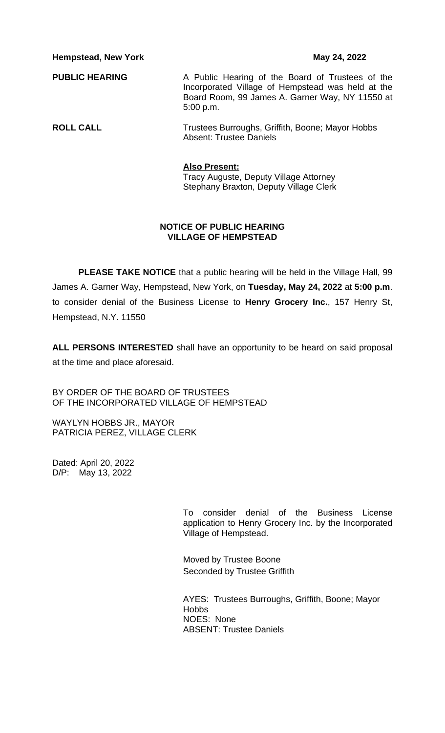**Hempstead, New York** **May 24, 2022**

**PUBLIC HEARING**

A Public Hearing of the Board of Trustees of the Incorporated Village of Hempstead was held at the Board Room, 99 James A. Garner Way, NY 11550 at 5:00 p.m.

**ROLL CALL**

Trustees Burroughs, Griffith, Boone; Mayor Hobbs
Absent: Trustee Daniels

**Also Present:**
Tracy Auguste, Deputy Village Attorney
Stephany Braxton, Deputy Village Clerk

**NOTICE OF PUBLIC HEARING**
**VILLAGE OF HEMPSTEAD**

**PLEASE TAKE NOTICE** that a public hearing will be held in the Village Hall, 99 James A. Garner Way, Hempstead, New York, on **Tuesday, May 24, 2022** at **5:00 p.m**. to consider denial of the Business License to **Henry Grocery Inc.**, 157 Henry St, Hempstead, N.Y. 11550

**ALL PERSONS INTERESTED** shall have an opportunity to be heard on said proposal at the time and place aforesaid.

BY ORDER OF THE BOARD OF TRUSTEES
OF THE INCORPORATED VILLAGE OF HEMPSTEAD

WAYLYN HOBBS JR., MAYOR
PATRICIA PEREZ, VILLAGE CLERK

Dated: April 20, 2022
D/P: May 13, 2022

To consider denial of the Business License application to Henry Grocery Inc. by the Incorporated Village of Hempstead.

Moved by Trustee Boone
Seconded by Trustee Griffith

AYES: Trustees Burroughs, Griffith, Boone; Mayor Hobbs
NOES: None
ABSENT: Trustee Daniels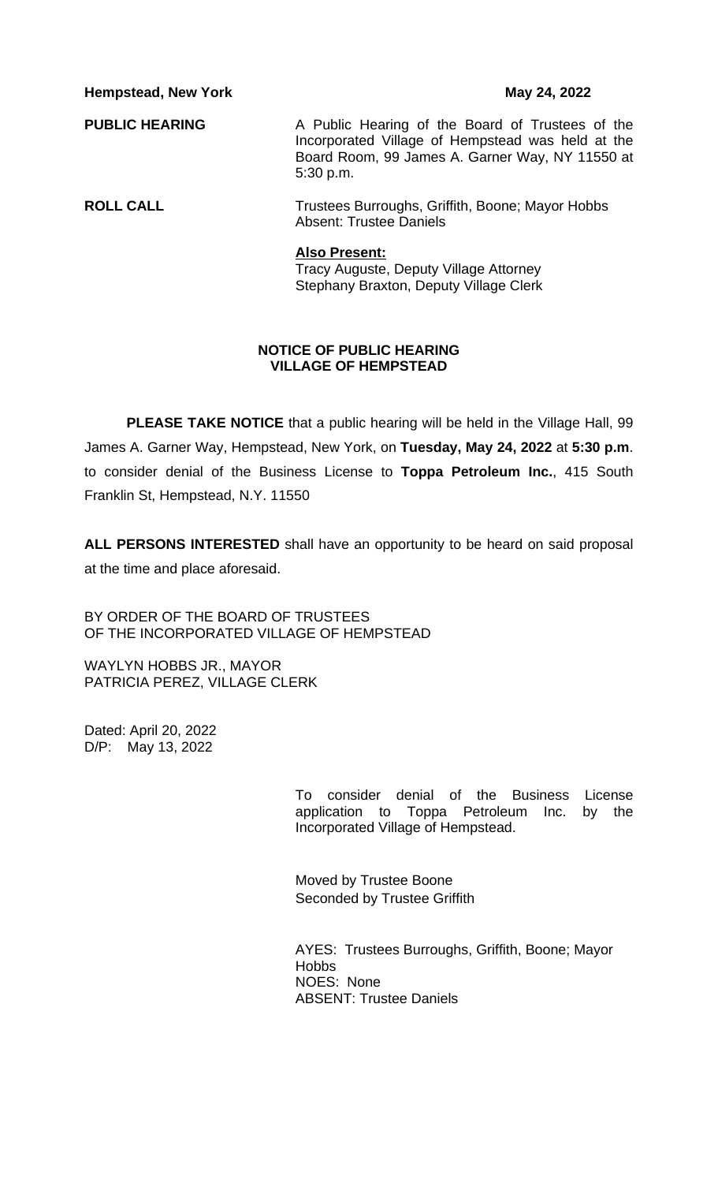**Hempstead, New York** **May 24, 2022**

**PUBLIC HEARING**

A Public Hearing of the Board of Trustees of the Incorporated Village of Hempstead was held at the Board Room, 99 James A. Garner Way, NY 11550 at 5:30 p.m.

**ROLL CALL**

Trustees Burroughs, Griffith, Boone; Mayor Hobbs
Absent: Trustee Daniels

**Also Present:**
Tracy Auguste, Deputy Village Attorney
Stephany Braxton, Deputy Village Clerk

**NOTICE OF PUBLIC HEARING**
**VILLAGE OF HEMPSTEAD**

**PLEASE TAKE NOTICE** that a public hearing will be held in the Village Hall, 99 James A. Garner Way, Hempstead, New York, on **Tuesday, May 24, 2022** at **5:30 p.m**. to consider denial of the Business License to **Toppa Petroleum Inc.**, 415 South Franklin St, Hempstead, N.Y. 11550

**ALL PERSONS INTERESTED** shall have an opportunity to be heard on said proposal at the time and place aforesaid.

BY ORDER OF THE BOARD OF TRUSTEES
OF THE INCORPORATED VILLAGE OF HEMPSTEAD

WAYLYN HOBBS JR., MAYOR
PATRICIA PEREZ, VILLAGE CLERK

Dated: April 20, 2022
D/P: May 13, 2022

To consider denial of the Business License application to Toppa Petroleum Inc. by the Incorporated Village of Hempstead.

Moved by Trustee Boone
Seconded by Trustee Griffith

AYES: Trustees Burroughs, Griffith, Boone; Mayor Hobbs
NOES: None
ABSENT: Trustee Daniels